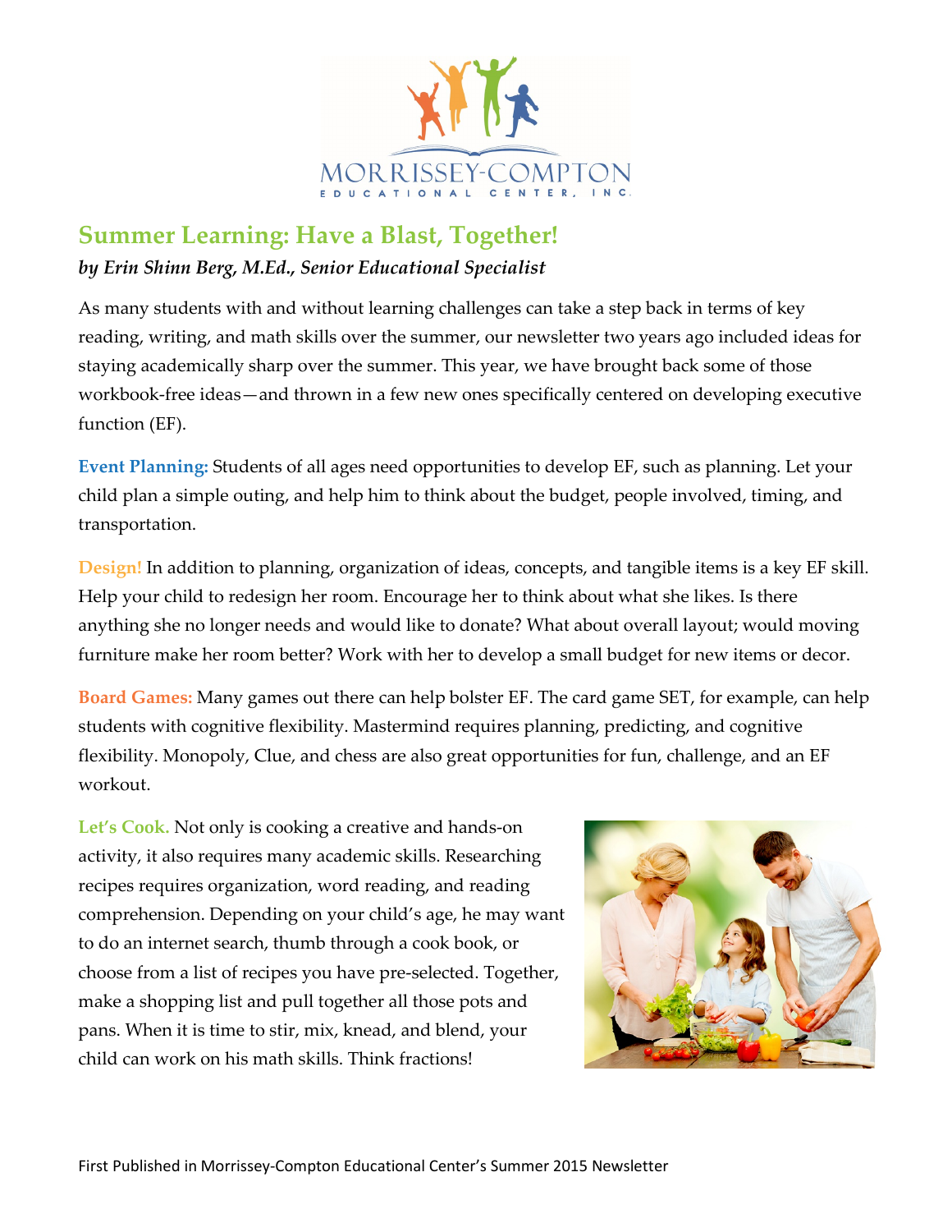MORRISSEY-COMPTON

EDUCATIONAL CENTER, INC.

## Summer Learning: Have a Blast, Together!

***by Erin Shinn Berg, M.Ed., Senior Educational Specialist***

As many students with and without learning challenges can take a step back in terms of key reading, writing, and math skills over the summer, our newsletter two years ago included ideas for staying academically sharp over the summer. This year, we have brought back some of those workbook-free ideas—and thrown in a few new ones specifically centered on developing executive function (EF).

**Event Planning:** Students of all ages need opportunities to develop EF, such as planning. Let your child plan a simple outing, and help him to think about the budget, people involved, timing, and transportation.

**Design!** In addition to planning, organization of ideas, concepts, and tangible items is a key EF skill. Help your child to redesign her room. Encourage her to think about what she likes. Is there anything she no longer needs and would like to donate? What about overall layout; would moving furniture make her room better? Work with her to develop a small budget for new items or decor.

**Board Games:** Many games out there can help bolster EF. The card game SET, for example, can help students with cognitive flexibility. Mastermind requires planning, predicting, and cognitive flexibility. Monopoly, Clue, and chess are also great opportunities for fun, challenge, and an EF workout.

**Let's Cook.** Not only is cooking a creative and hands-on activity, it also requires many academic skills. Researching recipes requires organization, word reading, and reading comprehension. Depending on your child's age, he may want to do an internet search, thumb through a cook book, or choose from a list of recipes you have pre-selected. Together, make a shopping list and pull together all those pots and pans. When it is time to stir, mix, knead, and blend, your child can work on his math skills. Think fractions!

First Published in Morrissey-Compton Educational Center's Summer 2015 Newsletter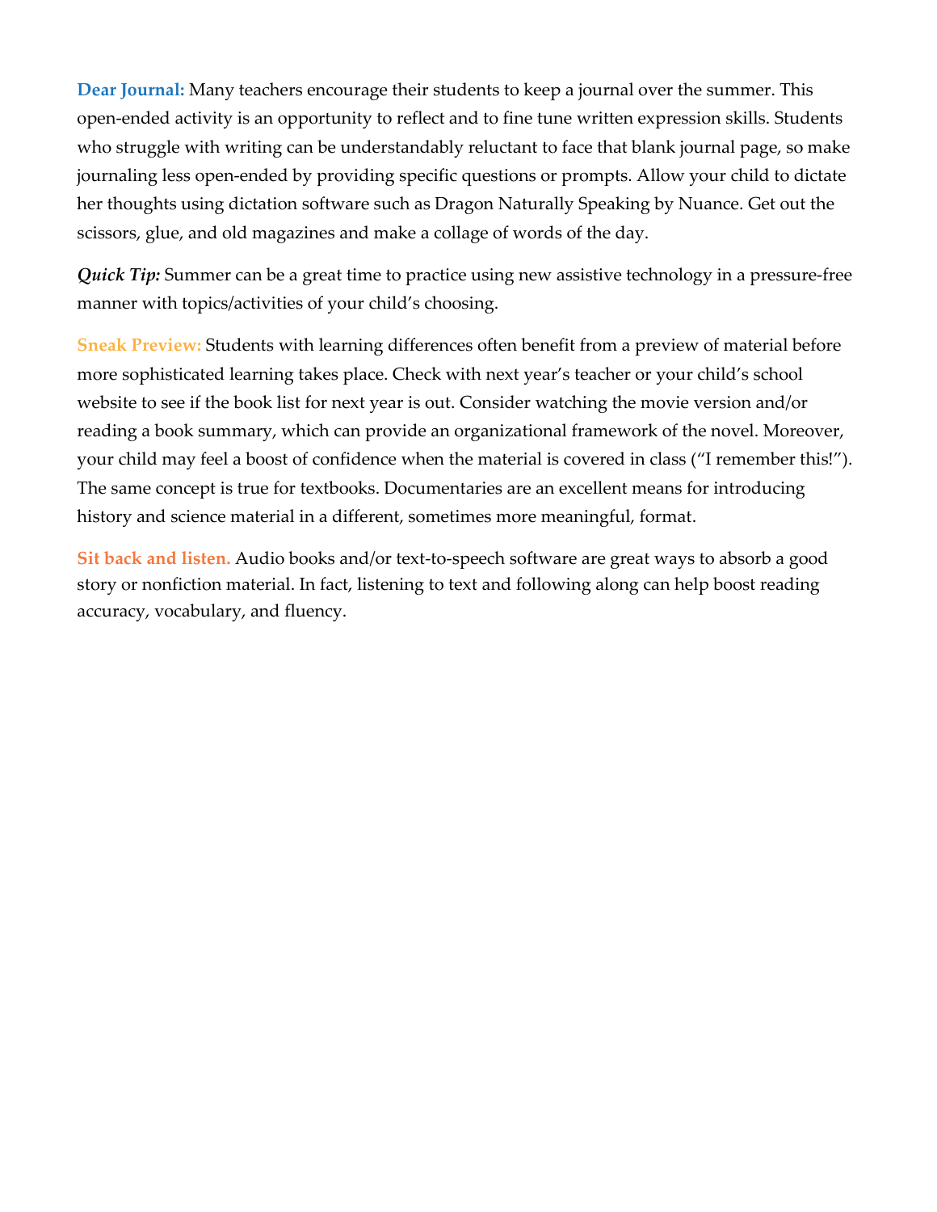**Dear Journal:** Many teachers encourage their students to keep a journal over the summer. This open-ended activity is an opportunity to reflect and to fine tune written expression skills. Students who struggle with writing can be understandably reluctant to face that blank journal page, so make journaling less open-ended by providing specific questions or prompts. Allow your child to dictate her thoughts using dictation software such as Dragon Naturally Speaking by Nuance. Get out the scissors, glue, and old magazines and make a collage of words of the day.

***Quick Tip:*** Summer can be a great time to practice using new assistive technology in a pressure-free manner with topics/activities of your child's choosing.

**Sneak Preview:** Students with learning differences often benefit from a preview of material before more sophisticated learning takes place. Check with next year's teacher or your child's school website to see if the book list for next year is out. Consider watching the movie version and/or reading a book summary, which can provide an organizational framework of the novel. Moreover, your child may feel a boost of confidence when the material is covered in class ("I remember this!"). The same concept is true for textbooks. Documentaries are an excellent means for introducing history and science material in a different, sometimes more meaningful, format.

**Sit back and listen.** Audio books and/or text-to-speech software are great ways to absorb a good story or nonfiction material. In fact, listening to text and following along can help boost reading accuracy, vocabulary, and fluency.